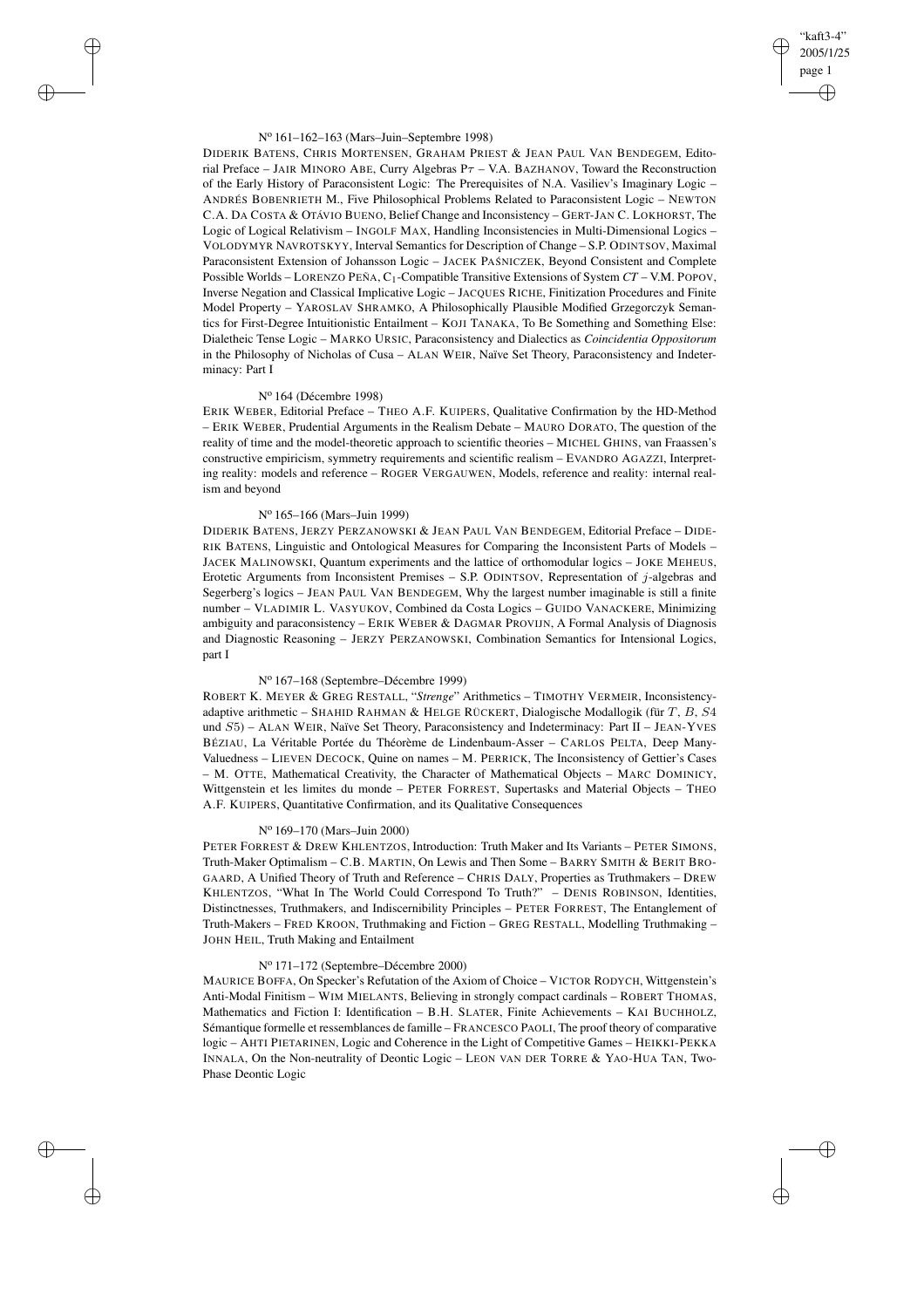N° 161–162–163 (Mars–Juin–Septembre 1998)

DIDERIK BATENS, CHRIS MORTENSEN, GRAHAM PRIEST & JEAN PAUL VAN BENDEGEM, Editorial Preface – JAIR MINORO ABE, Curry Algebras P$\tau$ – V.A. BAZHANOV, Toward the Reconstruction of the Early History of Paraconsistent Logic: The Prerequisites of N.A. Vasiliev's Imaginary Logic – ANDRÉS BOBENRIETH M., Five Philosophical Problems Related to Paraconsistent Logic – NEWTON C.A. DA COSTA & OTÁVIO BUENO, Belief Change and Inconsistency – GERT-JAN C. LOKHORST, The Logic of Logical Relativism – INGOLF MAX, Handling Inconsistencies in Multi-Dimensional Logics – VOLODYMYR NAVROTSKYY, Interval Semantics for Description of Change – S.P. ODINTSOV, Maximal Paraconsistent Extension of Johansson Logic – JACEK PAŚNICZEK, Beyond Consistent and Complete Possible Worlds – LORENZO PEÑA, $C_1$-Compatible Transitive Extensions of System *CT* – V.M. POPOV, Inverse Negation and Classical Implicative Logic – JACQUES RICHE, Finitization Procedures and Finite Model Property – YAROSLAV SHRAMKO, A Philosophically Plausible Modified Grzegorczyk Semantics for First-Degree Intuitionistic Entailment – KOJI TANAKA, To Be Something and Something Else: Dialetheic Tense Logic – MARKO URSIC, Paraconsistency and Dialectics as *Coincidentia Oppositorum* in the Philosophy of Nicholas of Cusa – ALAN WEIR, Naïve Set Theory, Paraconsistency and Indeterminacy: Part I

N° 164 (Décembre 1998)

ERIK WEBER, Editorial Preface – THEO A.F. KUIPERS, Qualitative Confirmation by the HD-Method – ERIK WEBER, Prudential Arguments in the Realism Debate – MAURO DORATO, The question of the reality of time and the model-theoretic approach to scientific theories – MICHEL GHINS, van Fraassen's constructive empiricism, symmetry requirements and scientific realism – EVANDRO AGAZZI, Interpreting reality: models and reference – ROGER VERGAUWEN, Models, reference and reality: internal realism and beyond

N° 165–166 (Mars–Juin 1999)

DIDERIK BATENS, JERZY PERZANOWSKI & JEAN PAUL VAN BENDEGEM, Editorial Preface – DIDERIK BATENS, Linguistic and Ontological Measures for Comparing the Inconsistent Parts of Models – JACEK MALINOWSKI, Quantum experiments and the lattice of orthomodular logics – JOKE MEHEUS, Erotetic Arguments from Inconsistent Premises – S.P. ODINTSOV, Representation of $j$-algebras and Segerberg's logics – JEAN PAUL VAN BENDEGEM, Why the largest number imaginable is still a finite number – VLADIMIR L. VASYUKOV, Combined da Costa Logics – GUIDO VANACKERE, Minimizing ambiguity and paraconsistency – ERIK WEBER & DAGMAR PROVIJN, A Formal Analysis of Diagnosis and Diagnostic Reasoning – JERZY PERZANOWSKI, Combination Semantics for Intensional Logics, part I

N° 167–168 (Septembre–Décembre 1999)

ROBERT K. MEYER & GREG RESTALL, "*Strenge*" Arithmetics – TIMOTHY VERMEIR, Inconsistency-adaptive arithmetic – SHAHID RAHMAN & HELGE RÜCKERT, Dialogische Modallogik (für $T$, $B$, $S4$ und $S5$) – ALAN WEIR, Naïve Set Theory, Paraconsistency and Indeterminacy: Part II – JEAN-YVES BÉZIAU, La Véritable Portée du Théorème de Lindenbaum-Asser – CARLOS PELTA, Deep Many-Valuedness – LIEVEN DECOCK, Quine on names – M. PERRICK, The Inconsistency of Gettier's Cases – M. OTTE, Mathematical Creativity, the Character of Mathematical Objects – MARC DOMINICY, Wittgenstein et les limites du monde – PETER FORREST, Supertasks and Material Objects – THEO A.F. KUIPERS, Quantitative Confirmation, and its Qualitative Consequences

N° 169–170 (Mars–Juin 2000)

PETER FORREST & DREW KHLENTZOS, Introduction: Truth Maker and Its Variants – PETER SIMONS, Truth-Maker Optimalism – C.B. MARTIN, On Lewis and Then Some – BARRY SMITH & BERIT BROGAARD, A Unified Theory of Truth and Reference – CHRIS DALY, Properties as Truthmakers – DREW KHLENTZOS, "What In The World Could Correspond To Truth?" – DENIS ROBINSON, Identities, Distinctnesses, Truthmakers, and Indiscernibility Principles – PETER FORREST, The Entanglement of Truth-Makers – FRED KROON, Truthmaking and Fiction – GREG RESTALL, Modelling Truthmaking – JOHN HEIL, Truth Making and Entailment

N° 171–172 (Septembre–Décembre 2000)

MAURICE BOFFA, On Specker's Refutation of the Axiom of Choice – VICTOR RODYCH, Wittgenstein's Anti-Modal Finitism – WIM MIELANTS, Believing in strongly compact cardinals – ROBERT THOMAS, Mathematics and Fiction I: Identification – B.H. SLATER, Finite Achievements – KAI BUCHHOLZ, Sémantique formelle et ressemblances de famille – FRANCESCO PAOLI, The proof theory of comparative logic – AHTI PIETARINEN, Logic and Coherence in the Light of Competitive Games – HEIKKI-PEKKA INNALA, On the Non-neutrality of Deontic Logic – LEON VAN DER TORRE & YAO-HUA TAN, Two-Phase Deontic Logic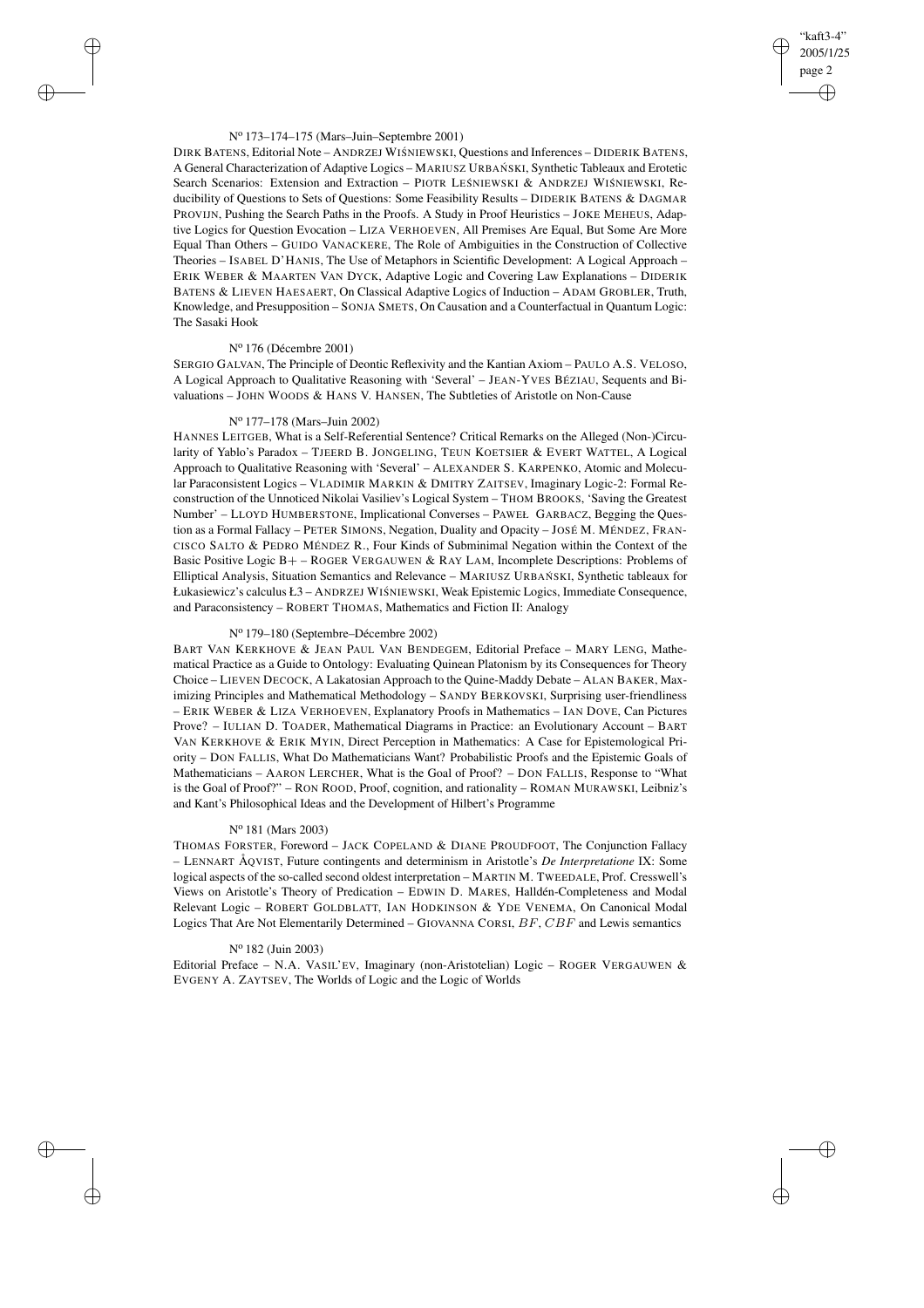N° 173–174–175 (Mars–Juin–Septembre 2001)

DIRK BATENS, Editorial Note – ANDRZEJ WIŚNIEWSKI, Questions and Inferences – DIDERIK BATENS, A General Characterization of Adaptive Logics – MARIUSZ URBAŃSKI, Synthetic Tableaux and Erotetic Search Scenarios: Extension and Extraction – PIOTR LEŚNIEWSKI & ANDRZEJ WIŚNIEWSKI, Reducibility of Questions to Sets of Questions: Some Feasibility Results – DIDERIK BATENS & DAGMAR PROVIJN, Pushing the Search Paths in the Proofs. A Study in Proof Heuristics – JOKE MEHEUS, Adaptive Logics for Question Evocation – LIZA VERHOEVEN, All Premises Are Equal, But Some Are More Equal Than Others – GUIDO VANACKERE, The Role of Ambiguities in the Construction of Collective Theories – ISABEL D'HANIS, The Use of Metaphors in Scientific Development: A Logical Approach – ERIK WEBER & MAARTEN VAN DYCK, Adaptive Logic and Covering Law Explanations – DIDERIK BATENS & LIEVEN HAESAERT, On Classical Adaptive Logics of Induction – ADAM GROBLER, Truth, Knowledge, and Presupposition – SONJA SMETS, On Causation and a Counterfactual in Quantum Logic: The Sasaki Hook

N° 176 (Décembre 2001)

SERGIO GALVAN, The Principle of Deontic Reflexivity and the Kantian Axiom – PAULO A.S. VELOSO, A Logical Approach to Qualitative Reasoning with 'Several' – JEAN-YVES BÉZIAU, Sequents and Bivaluations – JOHN WOODS & HANS V. HANSEN, The Subtleties of Aristotle on Non-Cause

N° 177–178 (Mars–Juin 2002)

HANNES LEITGEB, What is a Self-Referential Sentence? Critical Remarks on the Alleged (Non-)Circularity of Yablo's Paradox – TJEERD B. JONGELING, TEUN KOETSIER & EVERT WATTEL, A Logical Approach to Qualitative Reasoning with 'Several' – ALEXANDER S. KARPENKO, Atomic and Molecular Paraconsistent Logics – VLADIMIR MARKIN & DMITRY ZAITSEV, Imaginary Logic-2: Formal Reconstruction of the Unnoticed Nikolai Vasiliev's Logical System – THOM BROOKS, 'Saving the Greatest Number' – LLOYD HUMBERSTONE, Implicational Converses – PAWEŁ GARBACZ, Begging the Question as a Formal Fallacy – PETER SIMONS, Negation, Duality and Opacity – JOSÉ M. MÉNDEZ, FRANCISCO SALTO & PEDRO MÉNDEZ R., Four Kinds of Subminimal Negation within the Context of the Basic Positive Logic B+ – ROGER VERGAUWEN & RAY LAM, Incomplete Descriptions: Problems of Elliptical Analysis, Situation Semantics and Relevance – MARIUSZ URBAŃSKI, Synthetic tableaux for Łukasiewicz's calculus Ł3 – ANDRZEJ WIŚNIEWSKI, Weak Epistemic Logics, Immediate Consequence, and Paraconsistency – ROBERT THOMAS, Mathematics and Fiction II: Analogy

N° 179–180 (Septembre–Décembre 2002)

BART VAN KERKHOVE & JEAN PAUL VAN BENDEGEM, Editorial Preface – MARY LENG, Mathematical Practice as a Guide to Ontology: Evaluating Quinean Platonism by its Consequences for Theory Choice – LIEVEN DECOCK, A Lakatosian Approach to the Quine-Maddy Debate – ALAN BAKER, Maximizing Principles and Mathematical Methodology – SANDY BERKOVSKI, Surprising user-friendliness – ERIK WEBER & LIZA VERHOEVEN, Explanatory Proofs in Mathematics – IAN DOVE, Can Pictures Prove? – IULIAN D. TOADER, Mathematical Diagrams in Practice: an Evolutionary Account – BART VAN KERKHOVE & ERIK MYIN, Direct Perception in Mathematics: A Case for Epistemological Priority – DON FALLIS, What Do Mathematicians Want? Probabilistic Proofs and the Epistemic Goals of Mathematicians – AARON LERCHER, What is the Goal of Proof? – DON FALLIS, Response to "What is the Goal of Proof?" – RON ROOD, Proof, cognition, and rationality – ROMAN MURAWSKI, Leibniz's and Kant's Philosophical Ideas and the Development of Hilbert's Programme

N° 181 (Mars 2003)

THOMAS FORSTER, Foreword – JACK COPELAND & DIANE PROUDFOOT, The Conjunction Fallacy – LENNART ÅQVIST, Future contingents and determinism in Aristotle's *De Interpretatione* IX: Some logical aspects of the so-called second oldest interpretation – MARTIN M. TWEEDALE, Prof. Cresswell's Views on Aristotle's Theory of Predication – EDWIN D. MARES, Halldén-Completeness and Modal Relevant Logic – ROBERT GOLDBLATT, IAN HODKINSON & YDE VENEMA, On Canonical Modal Logics That Are Not Elementarily Determined – GIOVANNA CORSI, $BF$, $CBF$ and Lewis semantics

N° 182 (Juin 2003)

Editorial Preface – N.A. VASIL'EV, Imaginary (non-Aristotelian) Logic – ROGER VERGAUWEN & EVGENY A. ZAYTSEV, The Worlds of Logic and the Logic of Worlds